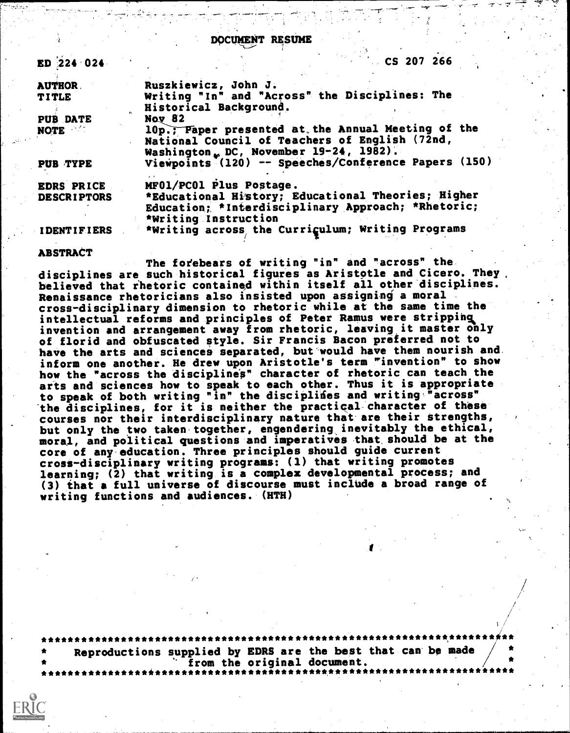# DOCUMENT RESUME

ED 224 024 CS 207 266

| | |
|---|---|
| AUTHOR | Ruszkiewicz, John J. |
| TITLE | Writing "In" and "Across" the Disciplines: The Historical Background. |
| PUB DATE | Nov 82 |
| NOTE | 10p.; Paper presented at the Annual Meeting of the National Council of Teachers of English (72nd, Washington, DC, November 19-24, 1982). |
| PUB TYPE | Viewpoints (120) -- Speeches/Conference Papers (150) |
| EDRS PRICE | MF01/PC01 Plus Postage. |
| DESCRIPTORS | *Educational History; Educational Theories; Higher Education; *Interdisciplinary Approach; *Rhetoric; *Writing Instruction |
| IDENTIFIERS | *Writing across the Curriculum; Writing Programs |

## ABSTRACT

The forebears of writing "in" and "across" the disciplines are such historical figures as Aristotle and Cicero. They believed that rhetoric contained within itself all other disciplines. Renaissance rhetoricians also insisted upon assigning a moral cross-disciplinary dimension to rhetoric while at the same time the intellectual reforms and principles of Peter Ramus were stripping invention and arrangement away from rhetoric, leaving it master only of florid and obfuscated style. Sir Francis Bacon preferred not to have the arts and sciences separated, but would have them nourish and inform one another. He drew upon Aristotle's term "invention" to show how the "across the disciplines" character of rhetoric can teach the arts and sciences how to speak to each other. Thus it is appropriate to speak of both writing "in" the disciplines and writing "across" the disciplines, for it is neither the practical character of these courses nor their interdisciplinary nature that are their strengths, but only the two taken together, engendering inevitably the ethical, moral, and political questions and imperatives that should be at the core of any education. Three principles should guide current cross-disciplinary writing programs: (1) that writing promotes learning; (2) that writing is a complex developmental process; and (3) that a full universe of discourse must include a broad range of writing functions and audiences. (HTH)

***********************************************************************
* Reproductions supplied by EDRS are the best that can be made *
* from the original document. *
***********************************************************************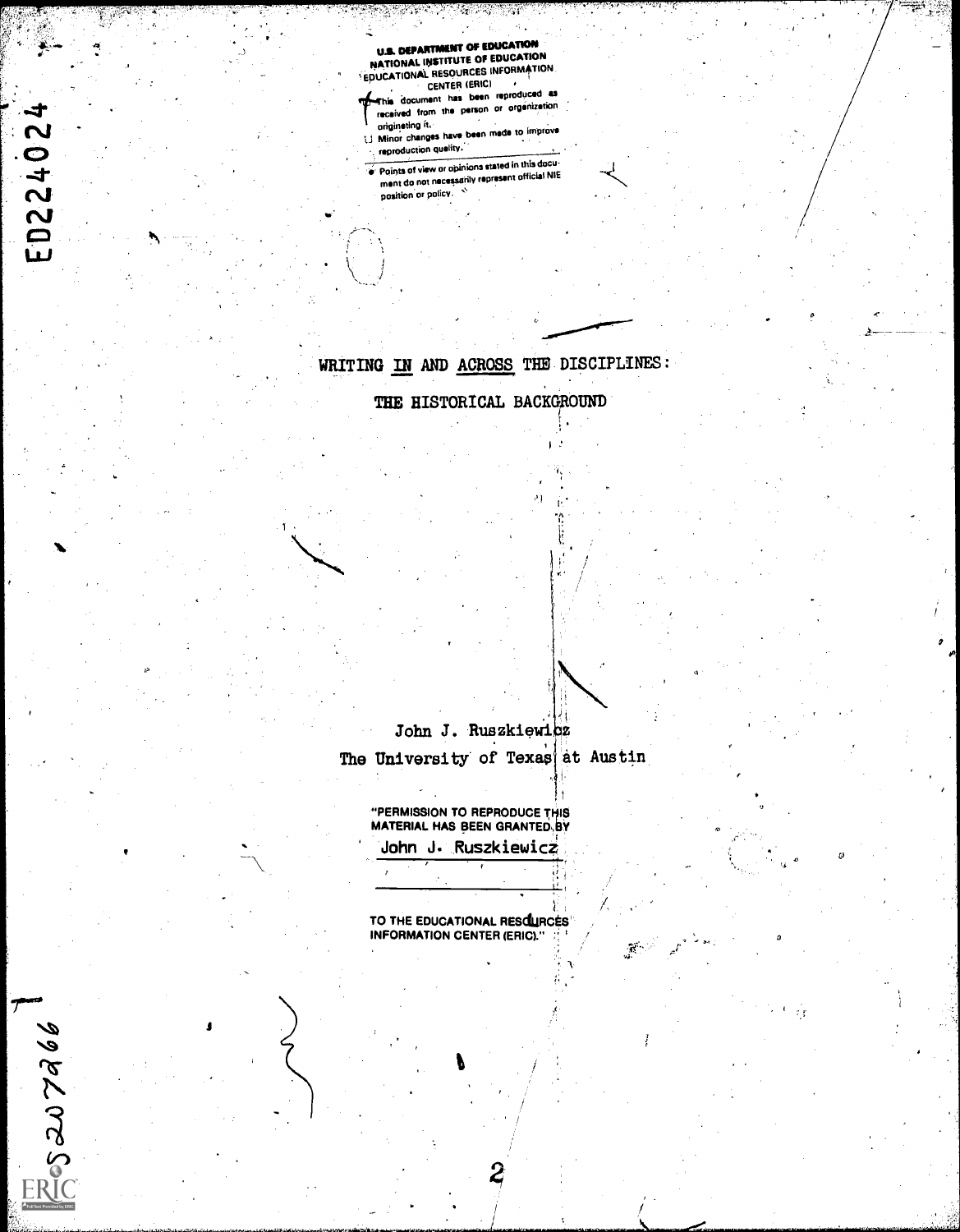U.S. DEPARTMENT OF EDUCATION
NATIONAL INSTITUTE OF EDUCATION
EDUCATIONAL RESOURCES INFORMATION CENTER (ERIC)

This document has been reproduced as received from the person or organization originating it.

Minor changes have been made to improve reproduction quality.

Points of view or opinions stated in this document do not necessarily represent official NIE position or policy.

ED224024

# WRITING IN AND ACROSS THE DISCIPLINES: THE HISTORICAL BACKGROUND

John J. Ruszkiewicz
The University of Texas at Austin

"PERMISSION TO REPRODUCE THIS MATERIAL HAS BEEN GRANTED BY
John J. Ruszkiewicz

TO THE EDUCATIONAL RESOURCES INFORMATION CENTER (ERIC)."

CS207266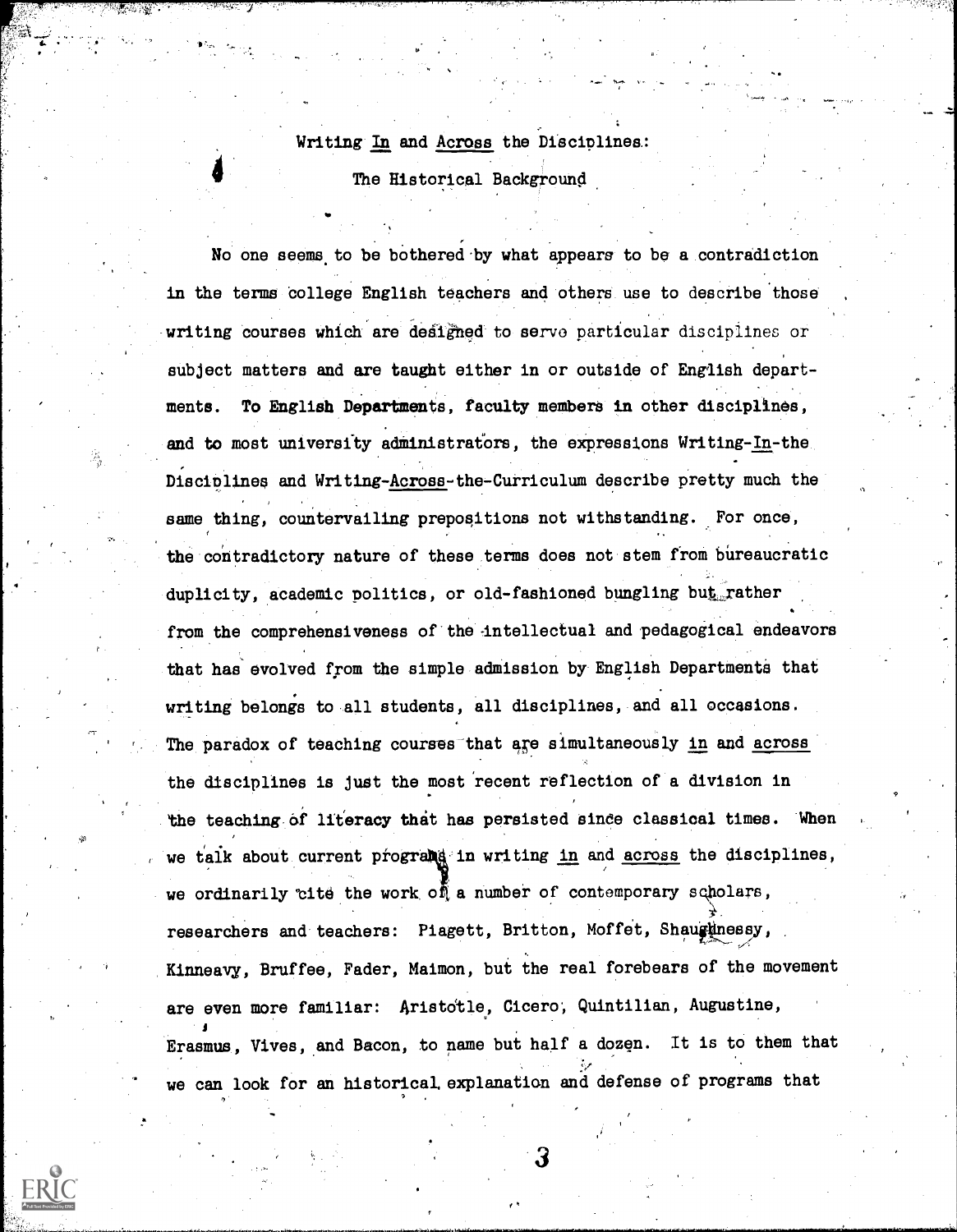# Writing *In* and *Across* the Disciplines:

## The Historical Background

No one seems to be bothered by what appears to be a contradiction in the terms college English teachers and others use to describe those writing courses which are designed to serve particular disciplines or subject matters and are taught either in or outside of English departments. To English Departments, faculty members in other disciplines, and to most university administrators, the expressions Writing-*In*-the Disciplines and Writing-*Across*-the-Curriculum describe pretty much the same thing, countervailing prepositions not withstanding. For once, the contradictory nature of these terms does not stem from bureaucratic duplicity, academic politics, or old-fashioned bungling but rather from the comprehensiveness of the intellectual and pedagogical endeavors that has evolved from the simple admission by English Departments that writing belongs to all students, all disciplines, and all occasions. The paradox of teaching courses that are simultaneously *in* and *across* the disciplines is just the most recent reflection of a division in the teaching of literacy that has persisted since classical times. When we talk about current programs in writing *in* and *across* the disciplines, we ordinarily cite the work of a number of contemporary scholars, researchers and teachers: Piagett, Britton, Moffet, Shaughnessy, Kinneavy, Bruffee, Fader, Maimon, but the real forebears of the movement are even more familiar: Aristotle, Cicero, Quintilian, Augustine, Erasmus, Vives, and Bacon, to name but half a dozen. It is to them that we can look for an historical explanation and defense of programs that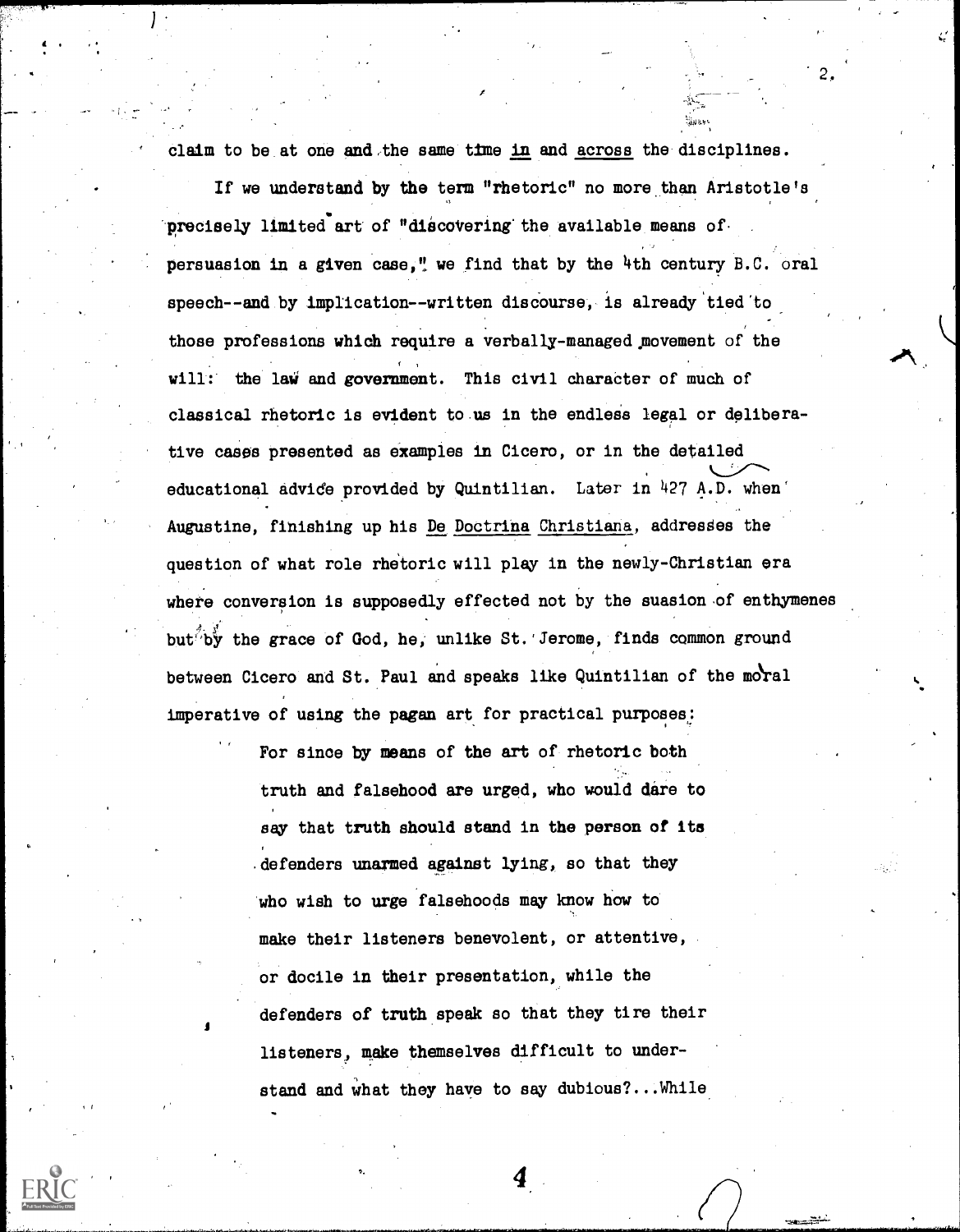claim to be at one and the same time <u>in</u> and <u>across</u> the disciplines.

If we understand by the term "rhetoric" no more than Aristotle's precisely limited art of "discovering the available means of persuasion in a given case," we find that by the 4th century B.C. oral speech--and by implication--written discourse, is already tied to those professions which require a verbally-managed movement of the will: the law and government. This civil character of much of classical rhetoric is evident to us in the endless legal or deliberative cases presented as examples in Cicero, or in the detailed educational advice provided by Quintilian. Later in 427 A.D. when Augustine, finishing up his <u>De Doctrina Christiana</u>, addresses the question of what role rhetoric will play in the newly-Christian era where conversion is supposedly effected not by the suasion of enthymenes but by the grace of God, he, unlike St. Jerome, finds common ground between Cicero and St. Paul and speaks like Quintilian of the moral imperative of using the pagan art for practical purposes:

> For since by means of the art of rhetoric both truth and falsehood are urged, who would dare to say that truth should stand in the person of its defenders unarmed against lying, so that they who wish to urge falsehoods may know how to make their listeners benevolent, or attentive, or docile in their presentation, while the defenders of truth speak so that they tire their listeners, make themselves difficult to understand and what they have to say dubious?...While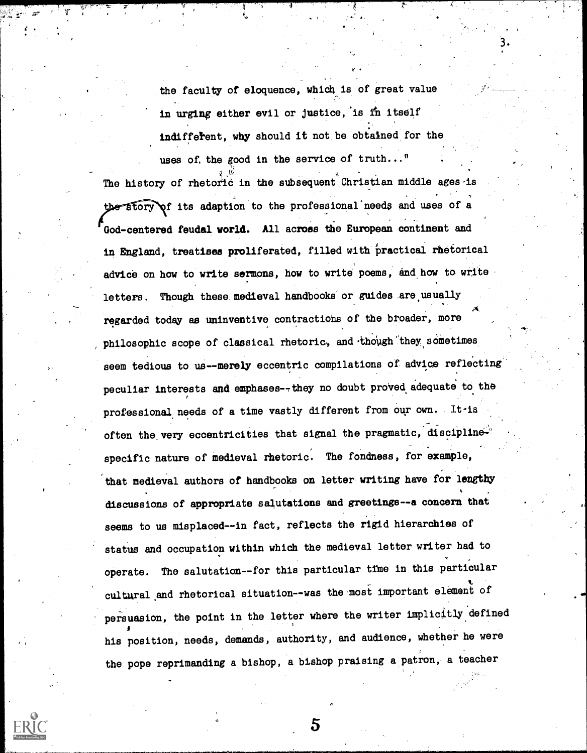the faculty of eloquence, which is of great value in urging either evil or justice, is in itself indifferent, why should it not be obtained for the uses of the good in the service of truth..."

The history of rhetoric in the subsequent Christian middle ages is the story of its adaption to the professional needs and uses of a God-centered feudal world. All across the European continent and in England, treatises proliferated, filled with practical rhetorical advice on how to write sermons, how to write poems, and how to write letters. Though these medieval handbooks or guides are usually regarded today as uninventive contractions of the broader, more philosophic scope of classical rhetoric, and though they sometimes seem tedious to us--merely eccentric compilations of advice reflecting peculiar interests and emphases--they no doubt proved adequate to the professional needs of a time vastly different from our own. It is often the very eccentricities that signal the pragmatic, discipline-specific nature of medieval rhetoric. The fondness, for example, that medieval authors of handbooks on letter writing have for lengthy discussions of appropriate salutations and greetings--a concern that seems to us misplaced--in fact, reflects the rigid hierarchies of status and occupation within which the medieval letter writer had to operate. The salutation--for this particular time in this particular cultural and rhetorical situation--was the most important element of persuasion, the point in the letter where the writer implicitly defined his position, needs, demands, authority, and audience, whether he were the pope reprimanding a bishop, a bishop praising a patron, a teacher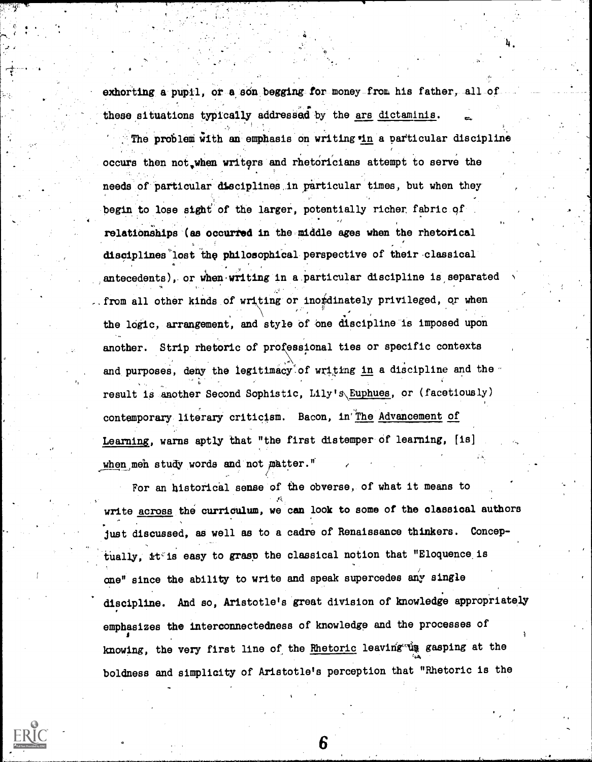exhorting a pupil, or a son begging for money from his father, all of these situations typically addressed by the *ars dictaminis*.

The problem with an emphasis on writing *in* a particular discipline occurs then not when writers and rhetoricians attempt to serve the needs of particular disciplines in particular times, but when they begin to lose sight of the larger, potentially richer fabric of relationships (as occurred in the middle ages when the rhetorical disciplines lost the philosophical perspective of their classical antecedents), or when writing in a particular discipline is separated from all other kinds of writing or inordinately privileged, or when the logic, arrangement, and style of one discipline is imposed upon another. Strip rhetoric of professional ties or specific contexts and purposes, deny the legitimacy of writing *in* a discipline and the result is another Second Sophistic, Lily's *Euphues*, or (facetiously) contemporary literary criticism. Bacon, in *The Advancement of Learning*, warns aptly that "the first distemper of learning, [is] when men study words and not matter."

For an historical sense of the obverse, of what it means to write *across* the curriculum, we can look to some of the classical authors just discussed, as well as to a cadre of Renaissance thinkers. Conceptually, it is easy to grasp the classical notion that "Eloquence is one" since the ability to write and speak supercedes any single discipline. And so, Aristotle's great division of knowledge appropriately emphasizes the interconnectedness of knowledge and the processes of knowing, the very first line of the *Rhetoric* leaving us gasping at the boldness and simplicity of Aristotle's perception that "Rhetoric is the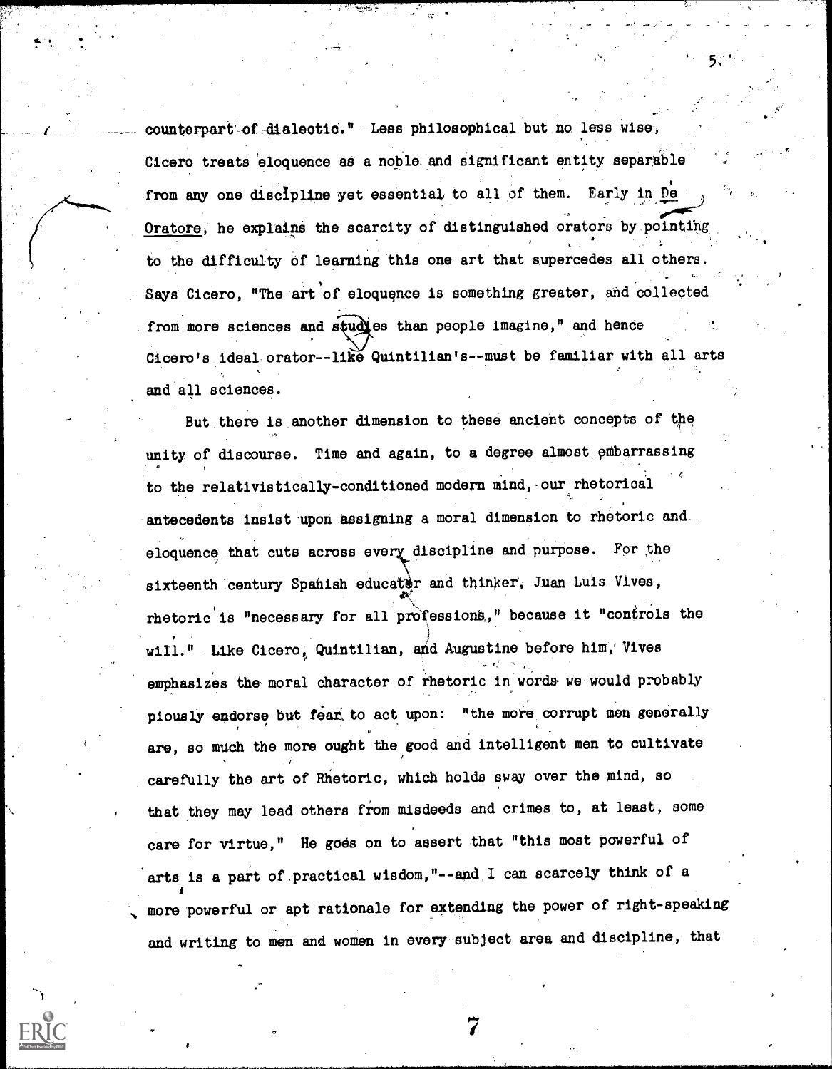counterpart of dialectic." Less philosophical but no less wise, Cicero treats eloquence as a noble and significant entity separable from any one discipline yet essential to all of them. Early in De Oratore, he explains the scarcity of distinguished orators by pointing to the difficulty of learning this one art that supercedes all others. Says Cicero, "The art of eloquence is something greater, and collected from more sciences and studies than people imagine," and hence Cicero's ideal orator--like Quintilian's--must be familiar with all arts and all sciences.

But there is another dimension to these ancient concepts of the unity of discourse. Time and again, to a degree almost embarrassing to the relativistically-conditioned modern mind, our rhetorical antecedents insist upon assigning a moral dimension to rhetoric and eloquence that cuts across every discipline and purpose. For the sixteenth century Spanish educator and thinker, Juan Luis Vives, rhetoric is "necessary for all professions," because it "controls the will." Like Cicero, Quintilian, and Augustine before him, Vives emphasizes the moral character of rhetoric in words we would probably piously endorse but fear to act upon: "the more corrupt men generally are, so much the more ought the good and intelligent men to cultivate carefully the art of Rhetoric, which holds sway over the mind, so that they may lead others from misdeeds and crimes to, at least, some care for virtue," He goes on to assert that "this most powerful of arts is a part of practical wisdom,"--and I can scarcely think of a more powerful or apt rationale for extending the power of right-speaking and writing to men and women in every subject area and discipline, that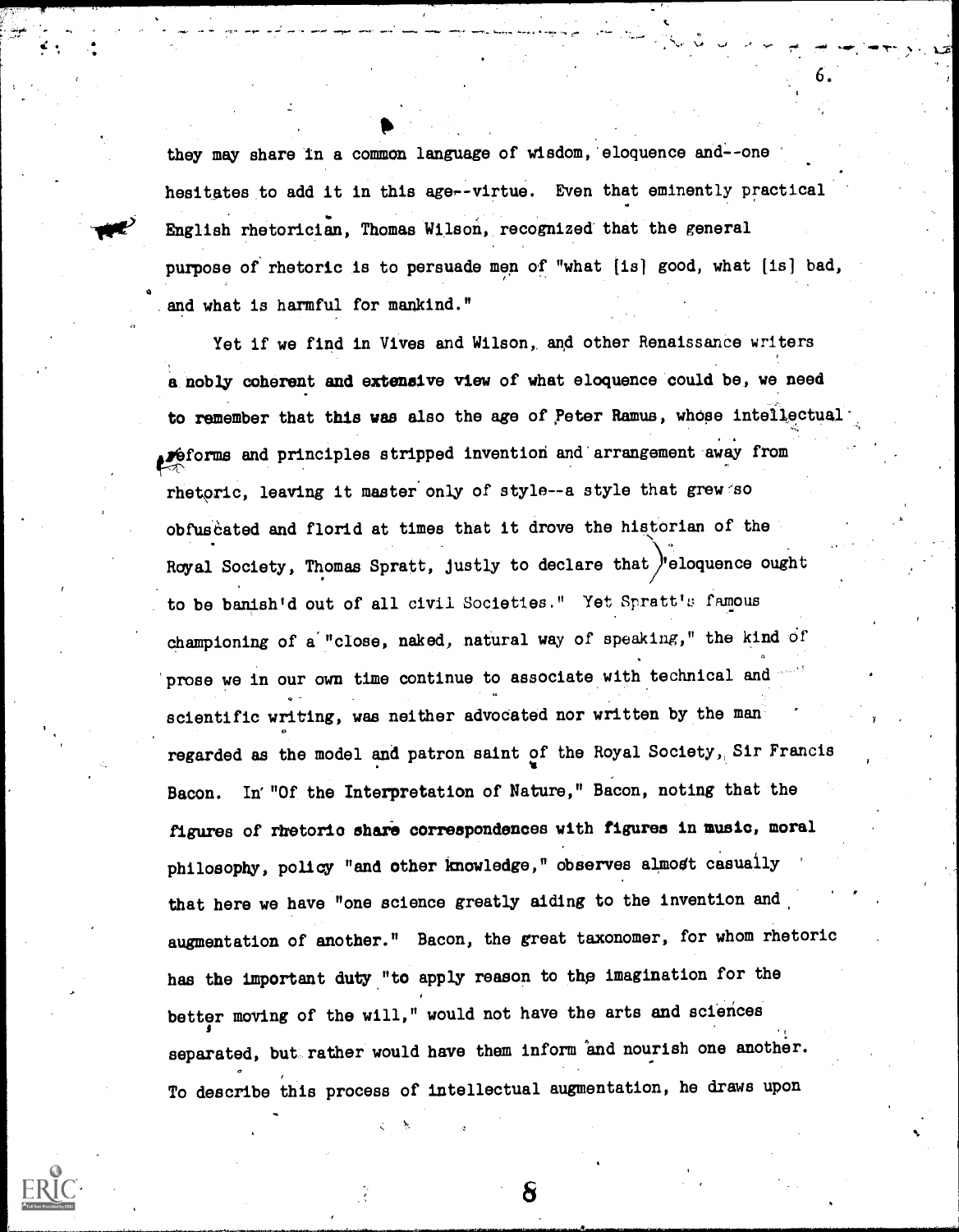they may share in a common language of wisdom, eloquence and--one hesitates to add it in this age--virtue. Even that eminently practical English rhetorician, Thomas Wilson, recognized that the general purpose of rhetoric is to persuade men of "what [is] good, what [is] bad, and what is harmful for mankind."

Yet if we find in Vives and Wilson, and other Renaissance writers a nobly coherent and extensive view of what eloquence could be, we need to remember that this was also the age of Peter Ramus, whose intellectual reforms and principles stripped invention and arrangement away from rhetoric, leaving it master only of style--a style that grew so obfuscated and florid at times that it drove the historian of the Royal Society, Thomas Spratt, justly to declare that "eloquence ought to be banish'd out of all civil Societies." Yet Spratt's famous championing of a "close, naked, natural way of speaking," the kind of prose we in our own time continue to associate with technical and scientific writing, was neither advocated nor written by the man regarded as the model and patron saint of the Royal Society, Sir Francis Bacon. In "Of the Interpretation of Nature," Bacon, noting that the figures of rhetoric share correspondences with figures in music, moral philosophy, policy "and other knowledge," observes almost casually that here we have "one science greatly aiding to the invention and augmentation of another." Bacon, the great taxonomer, for whom rhetoric has the important duty "to apply reason to the imagination for the better moving of the will," would not have the arts and sciences separated, but rather would have them inform and nourish one another. To describe this process of intellectual augmentation, he draws upon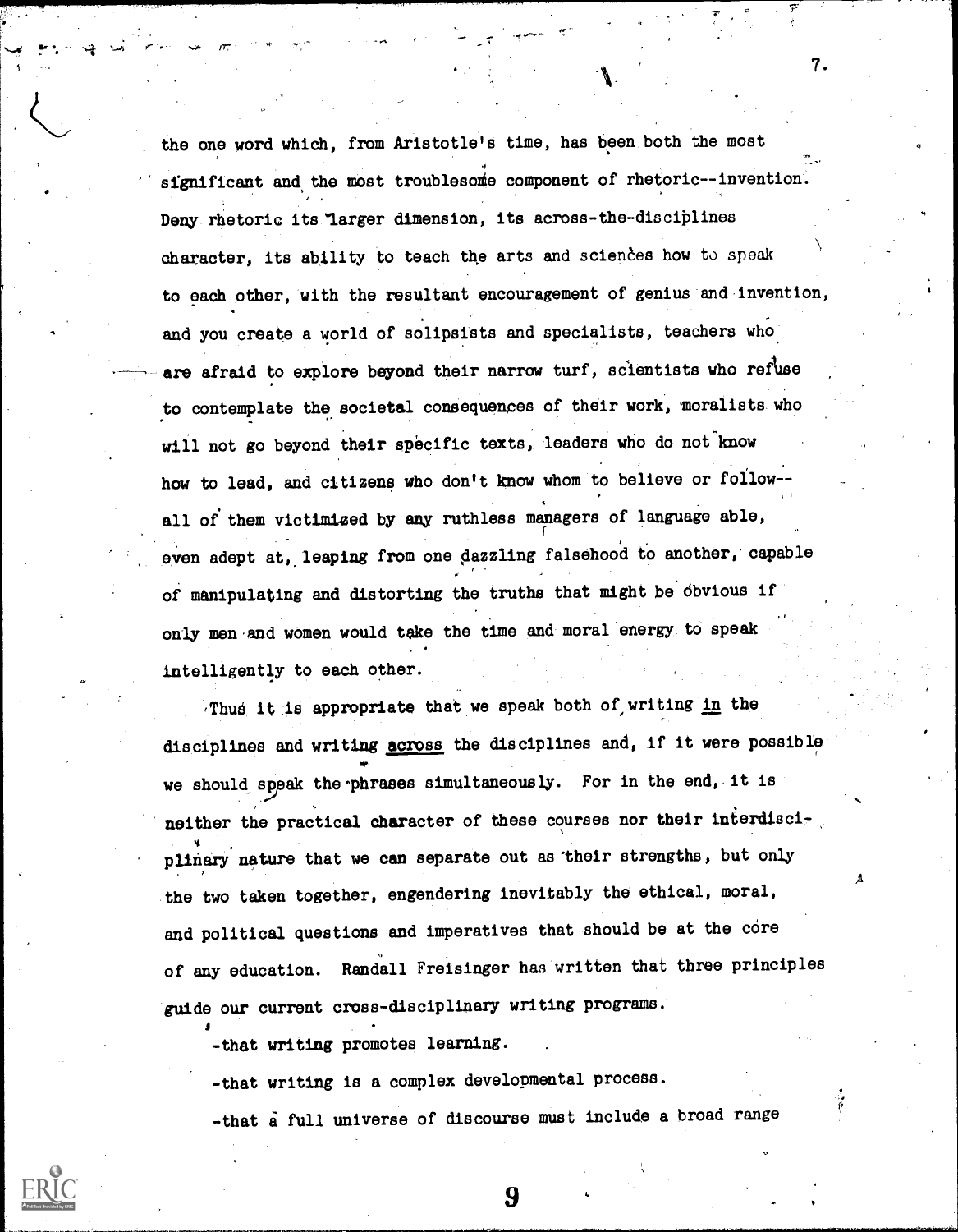the one word which, from Aristotle's time, has been both the most significant and the most troublesome component of rhetoric--invention. Deny rhetoric its larger dimension, its across-the-disciplines character, its ability to teach the arts and sciences how to speak to each other, with the resultant encouragement of genius and invention, and you create a world of solipsists and specialists, teachers who are afraid to explore beyond their narrow turf, scientists who refuse to contemplate the societal consequences of their work, moralists who will not go beyond their specific texts, leaders who do not know how to lead, and citizens who don't know whom to believe or follow--all of them victimized by any ruthless managers of language able, even adept at, leaping from one dazzling falsehood to another, capable of manipulating and distorting the truths that might be obvious if only men and women would take the time and moral energy to speak intelligently to each other.

Thus it is appropriate that we speak both of writing <u>in</u> the disciplines and writing <u>across</u> the disciplines and, if it were possible we should speak the phrases simultaneously. For in the end, it is neither the practical character of these courses nor their interdisciplinary nature that we can separate out as their strengths, but only the two taken together, engendering inevitably the ethical, moral, and political questions and imperatives that should be at the core of any education. Randall Freisinger has written that three principles guide our current cross-disciplinary writing programs.

- that writing promotes learning.
- that writing is a complex developmental process.
- that a full universe of discourse must include a broad range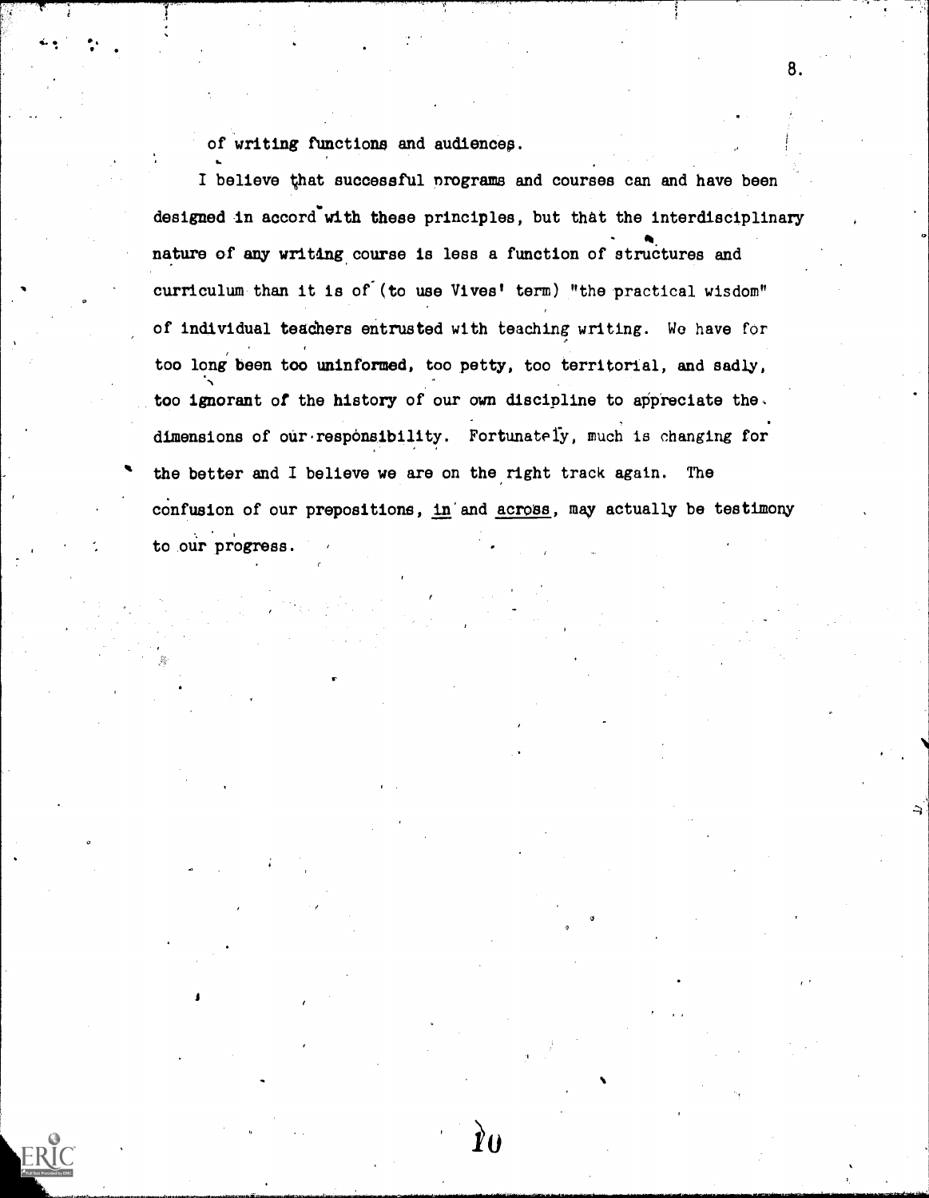of writing functions and audiences.

I believe that successful programs and courses can and have been designed in accord with these principles, but that the interdisciplinary nature of any writing course is less a function of structures and curriculum than it is of (to use Vives' term) "the practical wisdom" of individual teachers entrusted with teaching writing. We have for too long been too uninformed, too petty, too territorial, and sadly, too ignorant of the history of our own discipline to appreciate the dimensions of our responsibility. Fortunately, much is changing for the better and I believe we are on the right track again. The confusion of our prepositions, _in_ and _across_, may actually be testimony to our progress.